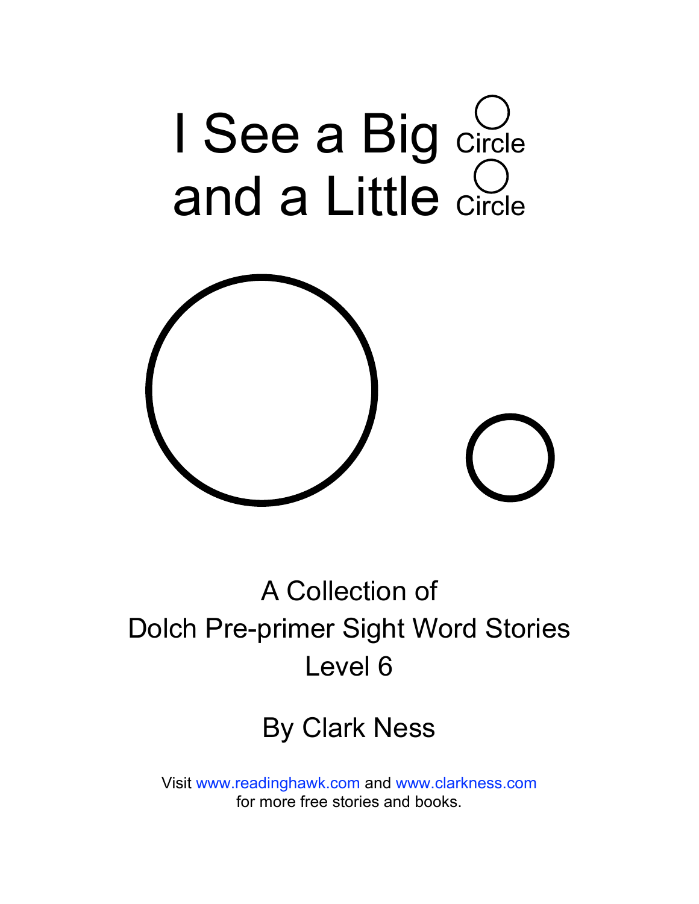# I See a Big Circle and a Little Circle

A Collection of
Dolch Pre-primer Sight Word Stories
Level 6

By Clark Ness

Visit www.readinghawk.com and www.clarkness.com
for more free stories and books.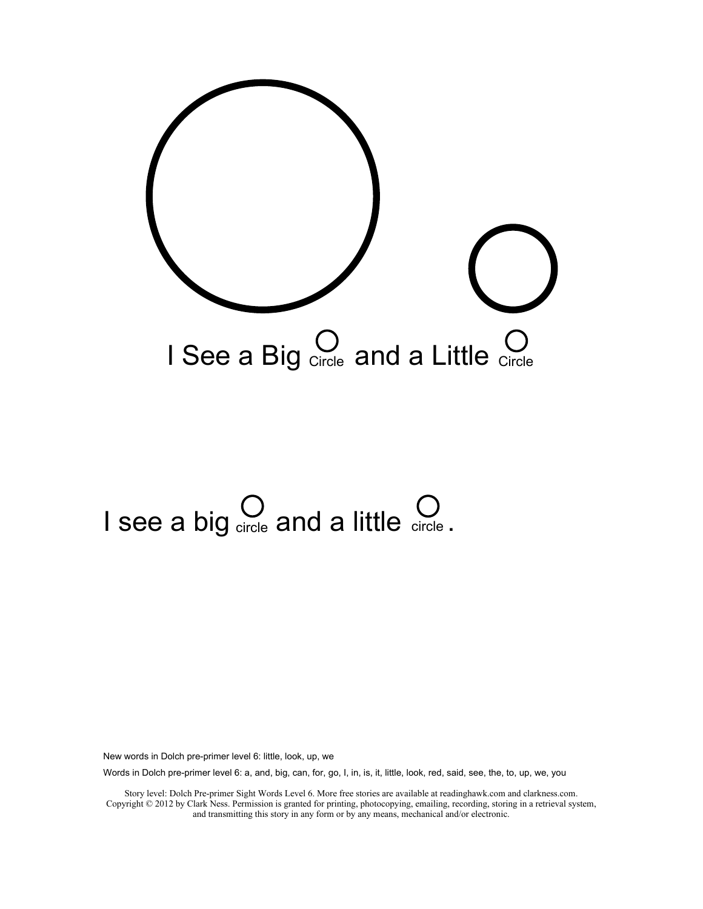# I See a Big ○ Circle and a Little ○ Circle

I see a big ○ circle and a little ○ circle.

New words in Dolch pre-primer level 6: little, look, up, we

Words in Dolch pre-primer level 6: a, and, big, can, for, go, I, in, is, it, little, look, red, said, see, the, to, up, we, you

Story level: Dolch Pre-primer Sight Words Level 6. More free stories are available at readinghawk.com and clarkness.com. Copyright © 2012 by Clark Ness. Permission is granted for printing, photocopying, emailing, recording, storing in a retrieval system, and transmitting this story in any form or by any means, mechanical and/or electronic.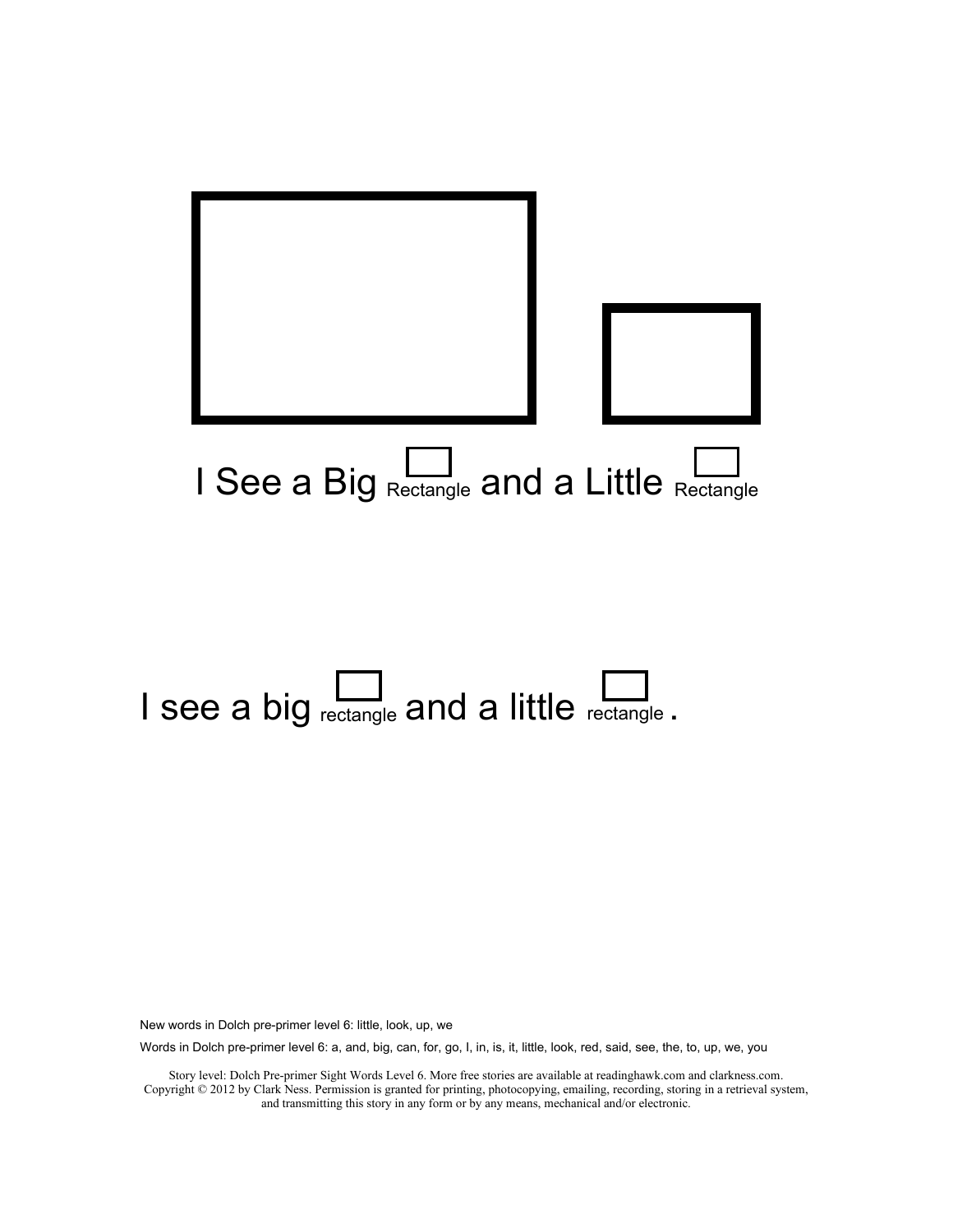I See a Big Rectangle and a Little Rectangle

I see a big rectangle and a little rectangle.

New words in Dolch pre-primer level 6: little, look, up, we

Words in Dolch pre-primer level 6: a, and, big, can, for, go, I, in, is, it, little, look, red, said, see, the, to, up, we, you

Story level: Dolch Pre-primer Sight Words Level 6. More free stories are available at readinghawk.com and clarkness.com. Copyright © 2012 by Clark Ness. Permission is granted for printing, photocopying, emailing, recording, storing in a retrieval system, and transmitting this story in any form or by any means, mechanical and/or electronic.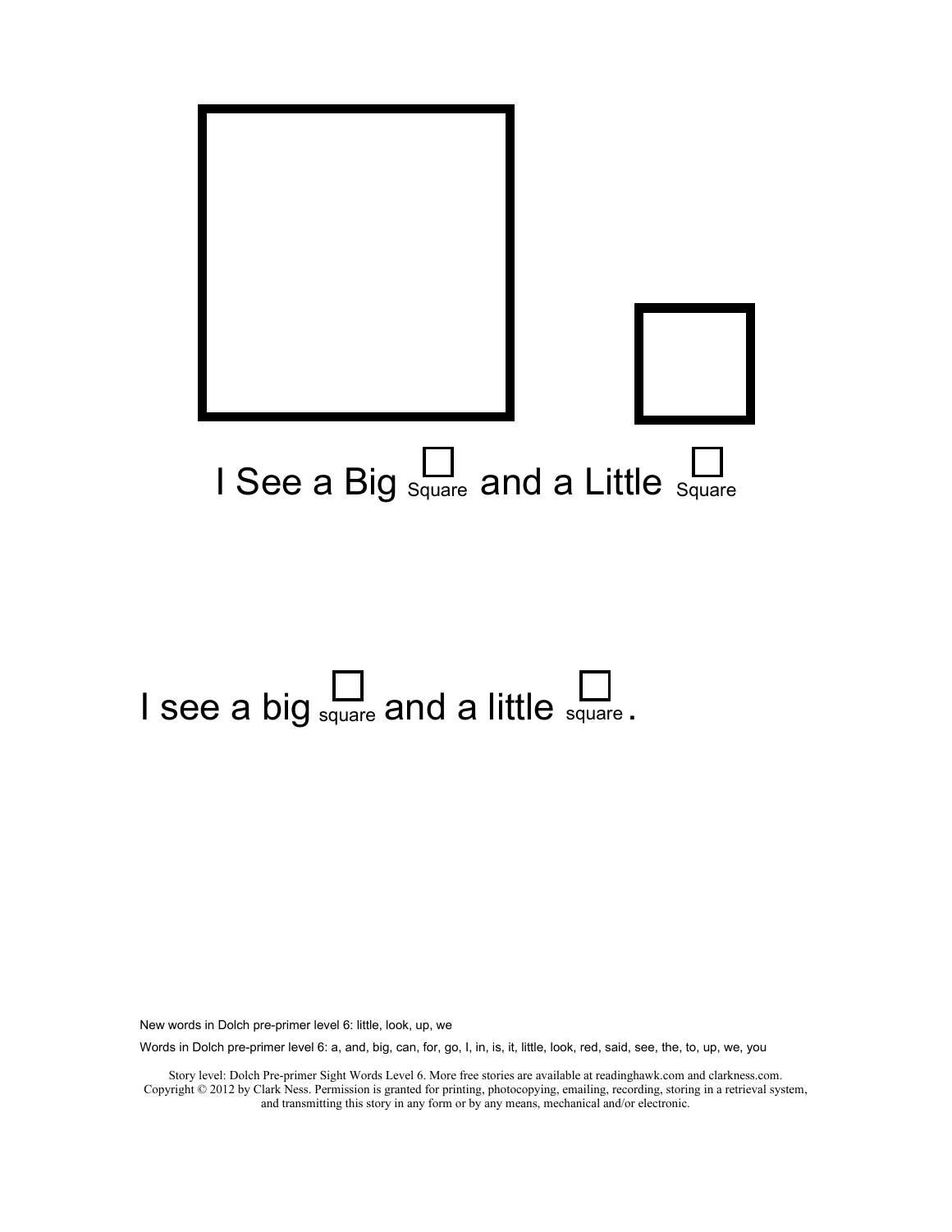I See a Big □ Square and a Little □ Square

I see a big □ square and a little □ square.

New words in Dolch pre-primer level 6: little, look, up, we

Words in Dolch pre-primer level 6: a, and, big, can, for, go, I, in, is, it, little, look, red, said, see, the, to, up, we, you

Story level: Dolch Pre-primer Sight Words Level 6. More free stories are available at readinghawk.com and clarkness.com. Copyright © 2012 by Clark Ness. Permission is granted for printing, photocopying, emailing, recording, storing in a retrieval system, and transmitting this story in any form or by any means, mechanical and/or electronic.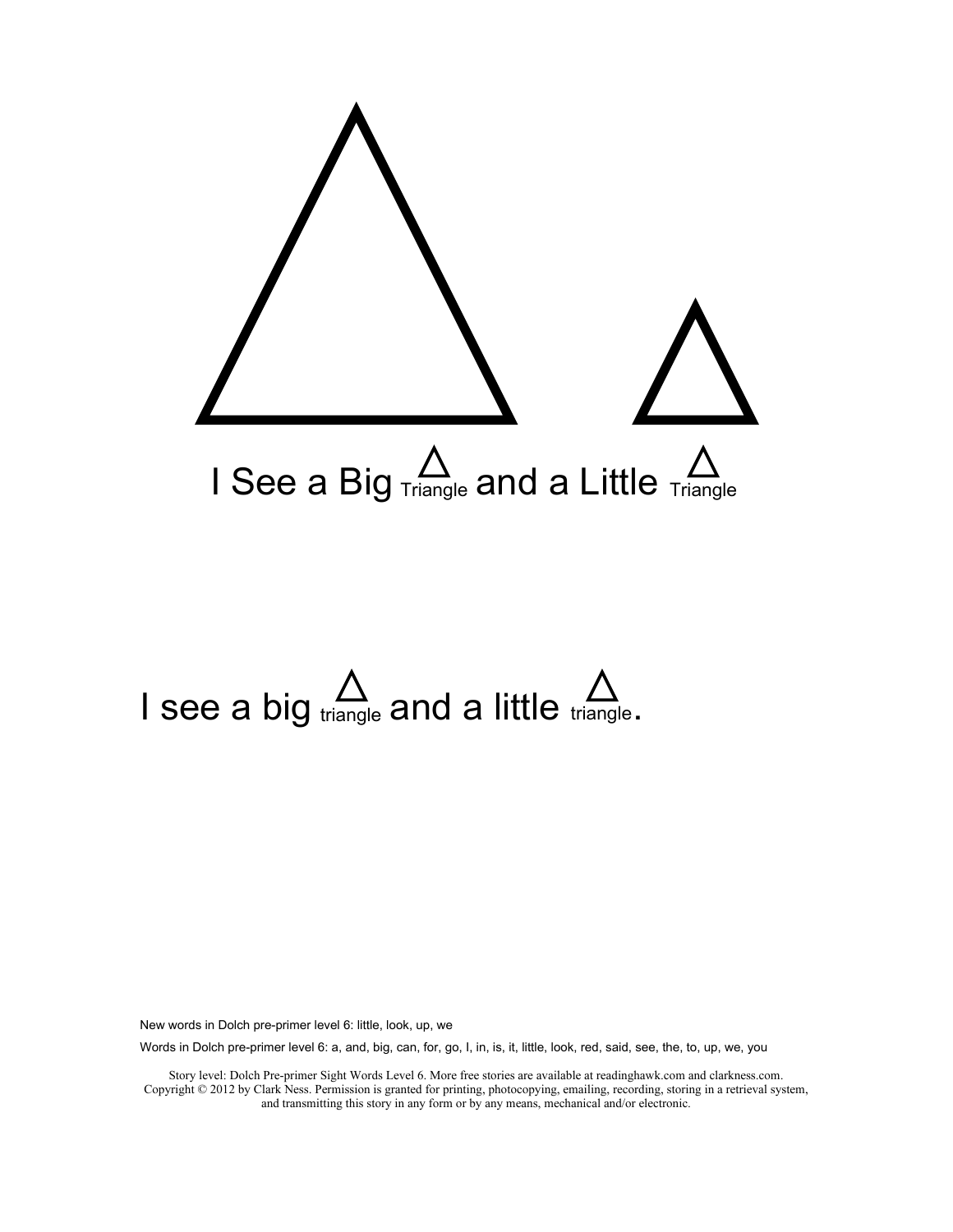I See a Big △ Triangle and a Little △ Triangle

I see a big △ triangle and a little △ triangle.

New words in Dolch pre-primer level 6: little, look, up, we

Words in Dolch pre-primer level 6: a, and, big, can, for, go, I, in, is, it, little, look, red, said, see, the, to, up, we, you

Story level: Dolch Pre-primer Sight Words Level 6. More free stories are available at readinghawk.com and clarkness.com. Copyright © 2012 by Clark Ness. Permission is granted for printing, photocopying, emailing, recording, storing in a retrieval system, and transmitting this story in any form or by any means, mechanical and/or electronic.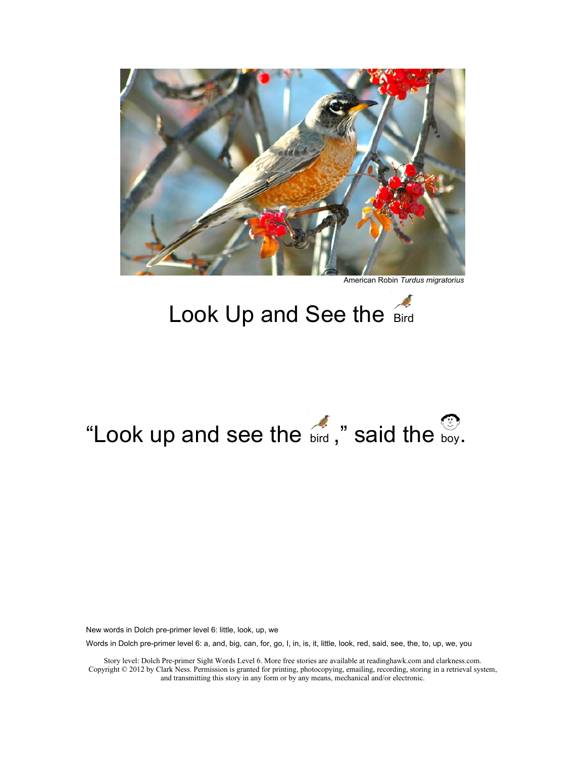American Robin *Turdus migratorius*

# Look Up and See the Bird

"Look up and see the bird," said the boy.

New words in Dolch pre-primer level 6: little, look, up, we

Words in Dolch pre-primer level 6: a, and, big, can, for, go, I, in, is, it, little, look, red, said, see, the, to, up, we, you

Story level: Dolch Pre-primer Sight Words Level 6. More free stories are available at readinghawk.com and clarkness.com. Copyright © 2012 by Clark Ness. Permission is granted for printing, photocopying, emailing, recording, storing in a retrieval system, and transmitting this story in any form or by any means, mechanical and/or electronic.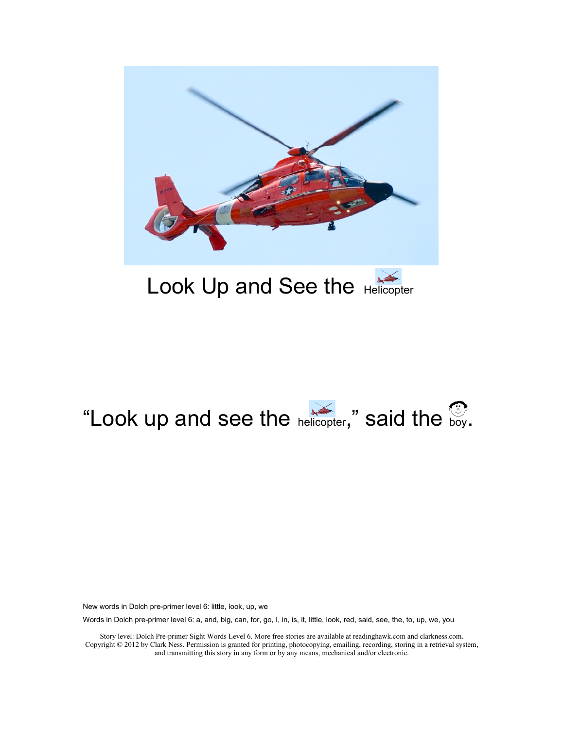Look Up and See the Helicopter

"Look up and see the helicopter," said the boy.

New words in Dolch pre-primer level 6: little, look, up, we

Words in Dolch pre-primer level 6: a, and, big, can, for, go, I, in, is, it, little, look, red, said, see, the, to, up, we, you

Story level: Dolch Pre-primer Sight Words Level 6. More free stories are available at readinghawk.com and clarkness.com. Copyright © 2012 by Clark Ness. Permission is granted for printing, photocopying, emailing, recording, storing in a retrieval system, and transmitting this story in any form or by any means, mechanical and/or electronic.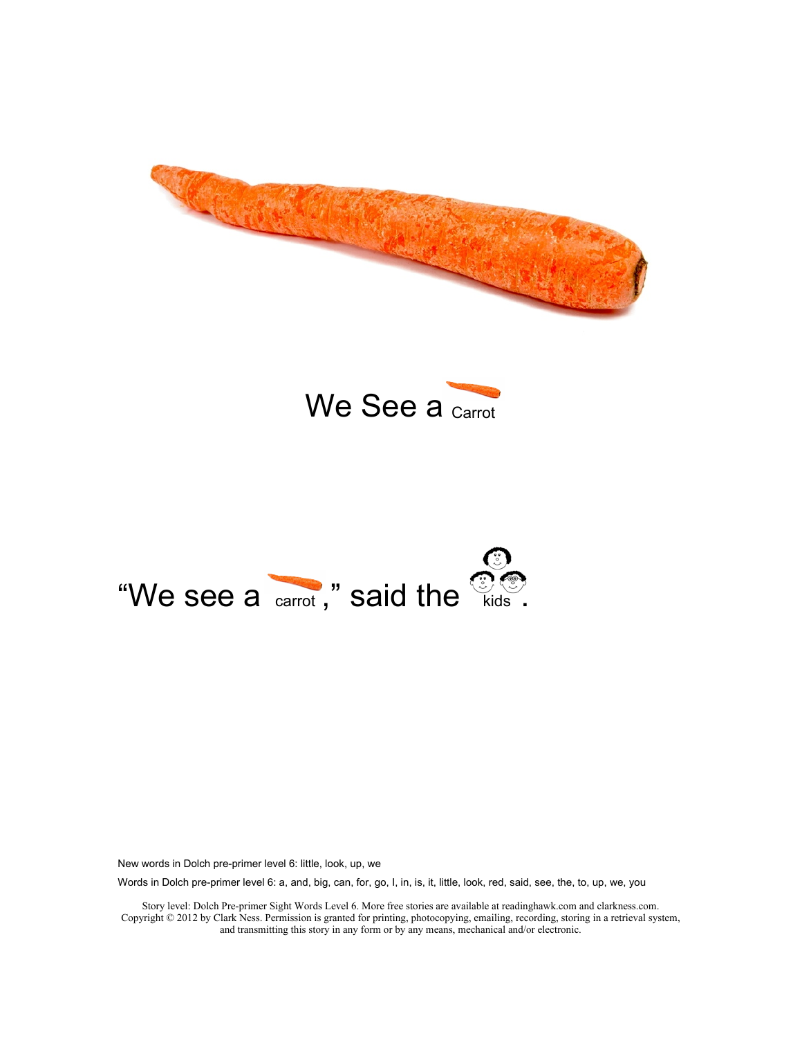We See a Carrot

"We see a carrot," said the kids.

New words in Dolch pre-primer level 6: little, look, up, we

Words in Dolch pre-primer level 6: a, and, big, can, for, go, I, in, is, it, little, look, red, said, see, the, to, up, we, you

Story level: Dolch Pre-primer Sight Words Level 6. More free stories are available at readinghawk.com and clarkness.com. Copyright © 2012 by Clark Ness. Permission is granted for printing, photocopying, emailing, recording, storing in a retrieval system, and transmitting this story in any form or by any means, mechanical and/or electronic.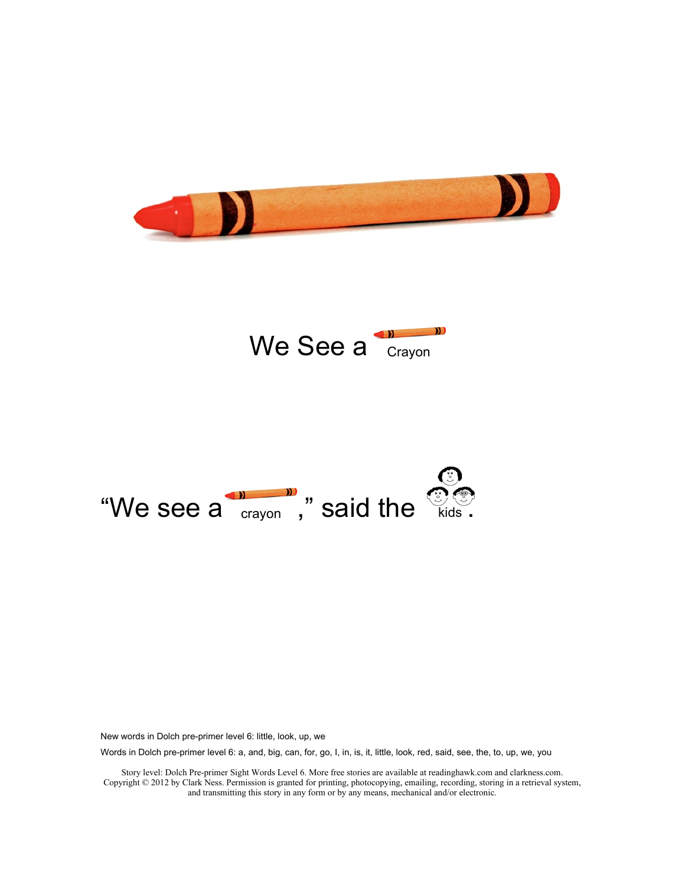We See a Crayon

"We see a crayon," said the kids.

New words in Dolch pre-primer level 6: little, look, up, we

Words in Dolch pre-primer level 6: a, and, big, can, for, go, I, in, is, it, little, look, red, said, see, the, to, up, we, you

Story level: Dolch Pre-primer Sight Words Level 6. More free stories are available at readinghawk.com and clarkness.com. Copyright © 2012 by Clark Ness. Permission is granted for printing, photocopying, emailing, recording, storing in a retrieval system, and transmitting this story in any form or by any means, mechanical and/or electronic.